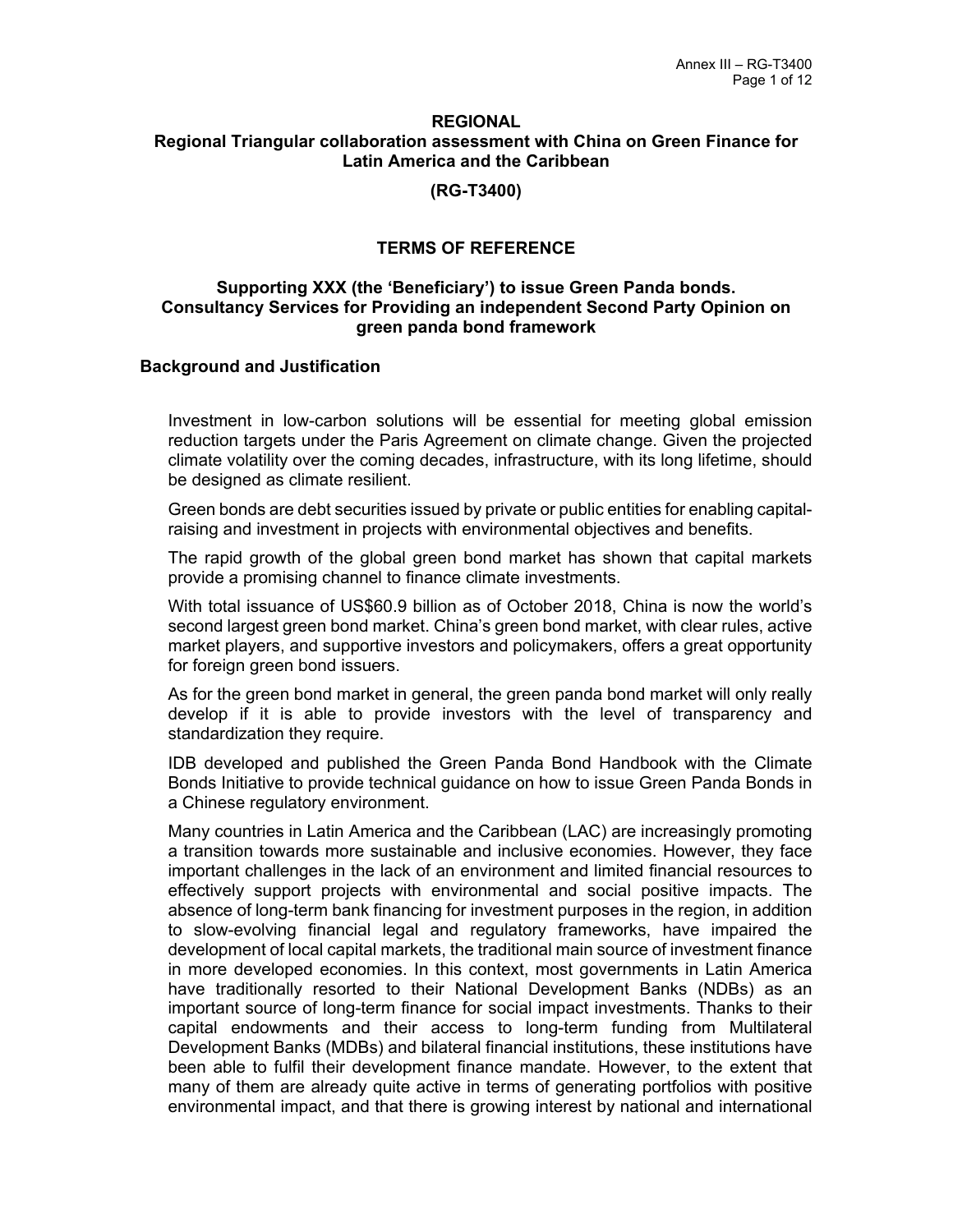**REGIONAL**

**Regional Triangular collaboration assessment with China on Green Finance for Latin America and the Caribbean**

**(RG-T3400)**

## TERMS OF REFERENCE

### Supporting XXX (the 'Beneficiary') to issue Green Panda bonds. Consultancy Services for Providing an independent Second Party Opinion on green panda bond framework

### Background and Justification

Investment in low-carbon solutions will be essential for meeting global emission reduction targets under the Paris Agreement on climate change. Given the projected climate volatility over the coming decades, infrastructure, with its long lifetime, should be designed as climate resilient.

Green bonds are debt securities issued by private or public entities for enabling capital-raising and investment in projects with environmental objectives and benefits.

The rapid growth of the global green bond market has shown that capital markets provide a promising channel to finance climate investments.

With total issuance of US$60.9 billion as of October 2018, China is now the world's second largest green bond market. China's green bond market, with clear rules, active market players, and supportive investors and policymakers, offers a great opportunity for foreign green bond issuers.

As for the green bond market in general, the green panda bond market will only really develop if it is able to provide investors with the level of transparency and standardization they require.

IDB developed and published the Green Panda Bond Handbook with the Climate Bonds Initiative to provide technical guidance on how to issue Green Panda Bonds in a Chinese regulatory environment.

Many countries in Latin America and the Caribbean (LAC) are increasingly promoting a transition towards more sustainable and inclusive economies. However, they face important challenges in the lack of an environment and limited financial resources to effectively support projects with environmental and social positive impacts. The absence of long-term bank financing for investment purposes in the region, in addition to slow-evolving financial legal and regulatory frameworks, have impaired the development of local capital markets, the traditional main source of investment finance in more developed economies. In this context, most governments in Latin America have traditionally resorted to their National Development Banks (NDBs) as an important source of long-term finance for social impact investments. Thanks to their capital endowments and their access to long-term funding from Multilateral Development Banks (MDBs) and bilateral financial institutions, these institutions have been able to fulfil their development finance mandate. However, to the extent that many of them are already quite active in terms of generating portfolios with positive environmental impact, and that there is growing interest by national and international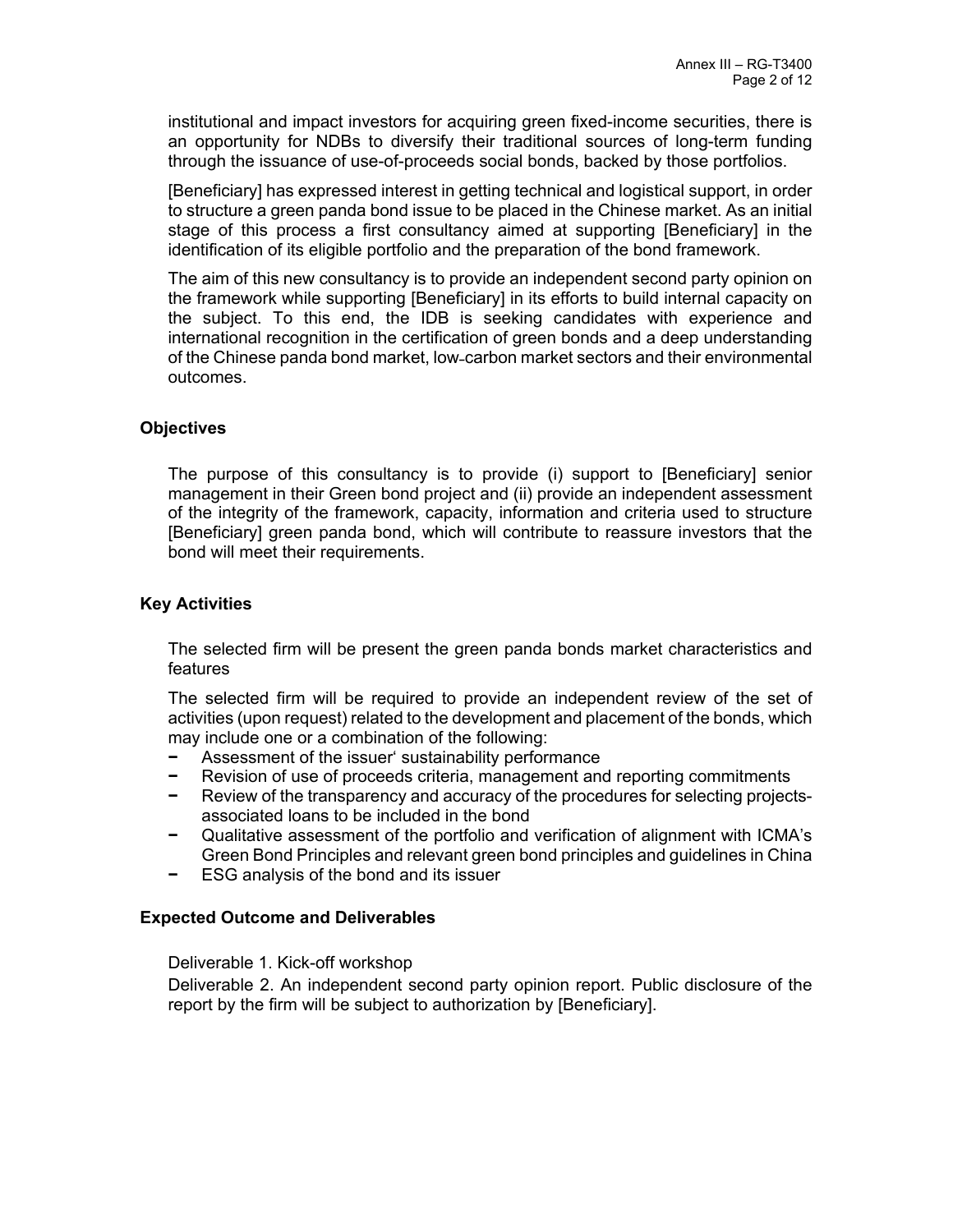institutional and impact investors for acquiring green fixed-income securities, there is an opportunity for NDBs to diversify their traditional sources of long-term funding through the issuance of use-of-proceeds social bonds, backed by those portfolios.

[Beneficiary] has expressed interest in getting technical and logistical support, in order to structure a green panda bond issue to be placed in the Chinese market. As an initial stage of this process a first consultancy aimed at supporting [Beneficiary] in the identification of its eligible portfolio and the preparation of the bond framework.

The aim of this new consultancy is to provide an independent second party opinion on the framework while supporting [Beneficiary] in its efforts to build internal capacity on the subject. To this end, the IDB is seeking candidates with experience and international recognition in the certification of green bonds and a deep understanding of the Chinese panda bond market, low-carbon market sectors and their environmental outcomes.

### Objectives

The purpose of this consultancy is to provide (i) support to [Beneficiary] senior management in their Green bond project and (ii) provide an independent assessment of the integrity of the framework, capacity, information and criteria used to structure [Beneficiary] green panda bond, which will contribute to reassure investors that the bond will meet their requirements.

### Key Activities

The selected firm will be present the green panda bonds market characteristics and features

The selected firm will be required to provide an independent review of the set of activities (upon request) related to the development and placement of the bonds, which may include one or a combination of the following:

- Assessment of the issuer' sustainability performance
- Revision of use of proceeds criteria, management and reporting commitments
- Review of the transparency and accuracy of the procedures for selecting projects-associated loans to be included in the bond
- Qualitative assessment of the portfolio and verification of alignment with ICMA's Green Bond Principles and relevant green bond principles and guidelines in China
- ESG analysis of the bond and its issuer

### Expected Outcome and Deliverables

Deliverable 1. Kick-off workshop

Deliverable 2. An independent second party opinion report. Public disclosure of the report by the firm will be subject to authorization by [Beneficiary].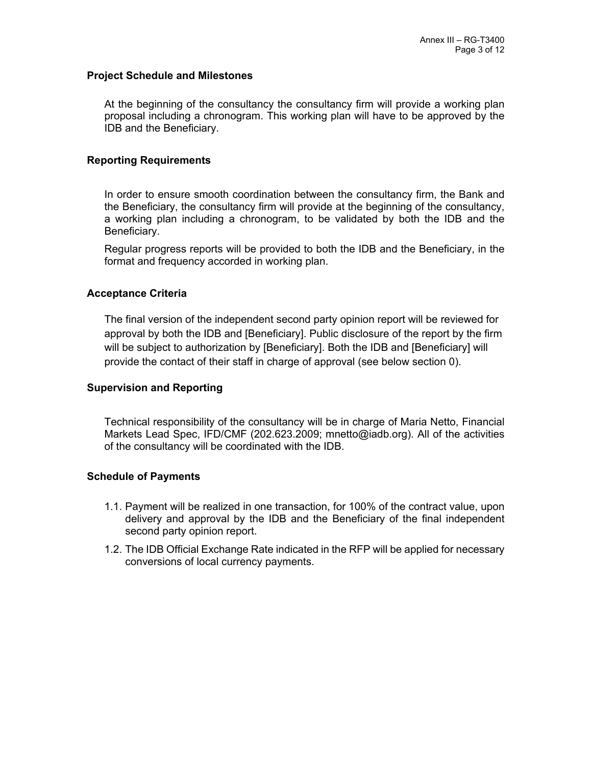## Project Schedule and Milestones

At the beginning of the consultancy the consultancy firm will provide a working plan proposal including a chronogram. This working plan will have to be approved by the IDB and the Beneficiary.

## Reporting Requirements

In order to ensure smooth coordination between the consultancy firm, the Bank and the Beneficiary, the consultancy firm will provide at the beginning of the consultancy, a working plan including a chronogram, to be validated by both the IDB and the Beneficiary.

Regular progress reports will be provided to both the IDB and the Beneficiary, in the format and frequency accorded in working plan.

## Acceptance Criteria

The final version of the independent second party opinion report will be reviewed for approval by both the IDB and [Beneficiary]. Public disclosure of the report by the firm will be subject to authorization by [Beneficiary]. Both the IDB and [Beneficiary] will provide the contact of their staff in charge of approval (see below section 0).

## Supervision and Reporting

Technical responsibility of the consultancy will be in charge of Maria Netto, Financial Markets Lead Spec, IFD/CMF (202.623.2009; mnetto@iadb.org). All of the activities of the consultancy will be coordinated with the IDB.

## Schedule of Payments

1.1. Payment will be realized in one transaction, for 100% of the contract value, upon delivery and approval by the IDB and the Beneficiary of the final independent second party opinion report.

1.2. The IDB Official Exchange Rate indicated in the RFP will be applied for necessary conversions of local currency payments.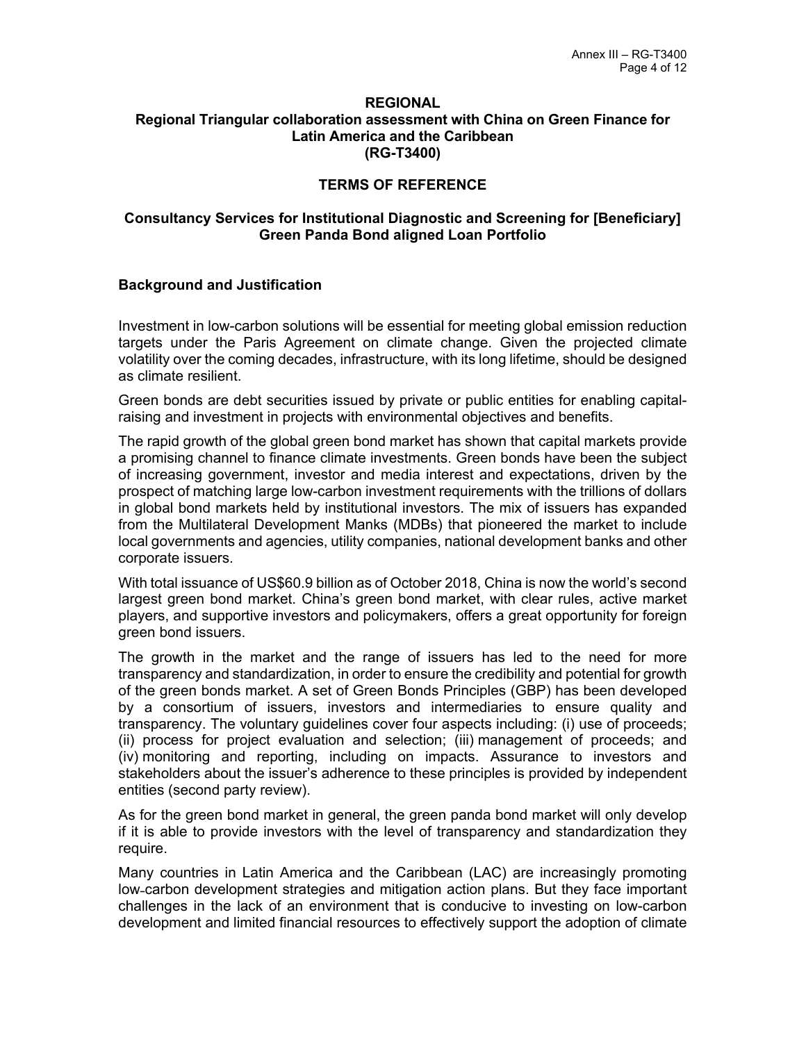**REGIONAL**

**Regional Triangular collaboration assessment with China on Green Finance for Latin America and the Caribbean (RG-T3400)**

**TERMS OF REFERENCE**

**Consultancy Services for Institutional Diagnostic and Screening for [Beneficiary] Green Panda Bond aligned Loan Portfolio**

## Background and Justification

Investment in low-carbon solutions will be essential for meeting global emission reduction targets under the Paris Agreement on climate change. Given the projected climate volatility over the coming decades, infrastructure, with its long lifetime, should be designed as climate resilient.

Green bonds are debt securities issued by private or public entities for enabling capital-raising and investment in projects with environmental objectives and benefits.

The rapid growth of the global green bond market has shown that capital markets provide a promising channel to finance climate investments. Green bonds have been the subject of increasing government, investor and media interest and expectations, driven by the prospect of matching large low-carbon investment requirements with the trillions of dollars in global bond markets held by institutional investors. The mix of issuers has expanded from the Multilateral Development Manks (MDBs) that pioneered the market to include local governments and agencies, utility companies, national development banks and other corporate issuers.

With total issuance of US$60.9 billion as of October 2018, China is now the world's second largest green bond market. China's green bond market, with clear rules, active market players, and supportive investors and policymakers, offers a great opportunity for foreign green bond issuers.

The growth in the market and the range of issuers has led to the need for more transparency and standardization, in order to ensure the credibility and potential for growth of the green bonds market. A set of Green Bonds Principles (GBP) has been developed by a consortium of issuers, investors and intermediaries to ensure quality and transparency. The voluntary guidelines cover four aspects including: (i) use of proceeds; (ii) process for project evaluation and selection; (iii) management of proceeds; and (iv) monitoring and reporting, including on impacts. Assurance to investors and stakeholders about the issuer's adherence to these principles is provided by independent entities (second party review).

As for the green bond market in general, the green panda bond market will only develop if it is able to provide investors with the level of transparency and standardization they require.

Many countries in Latin America and the Caribbean (LAC) are increasingly promoting low-carbon development strategies and mitigation action plans. But they face important challenges in the lack of an environment that is conducive to investing on low-carbon development and limited financial resources to effectively support the adoption of climate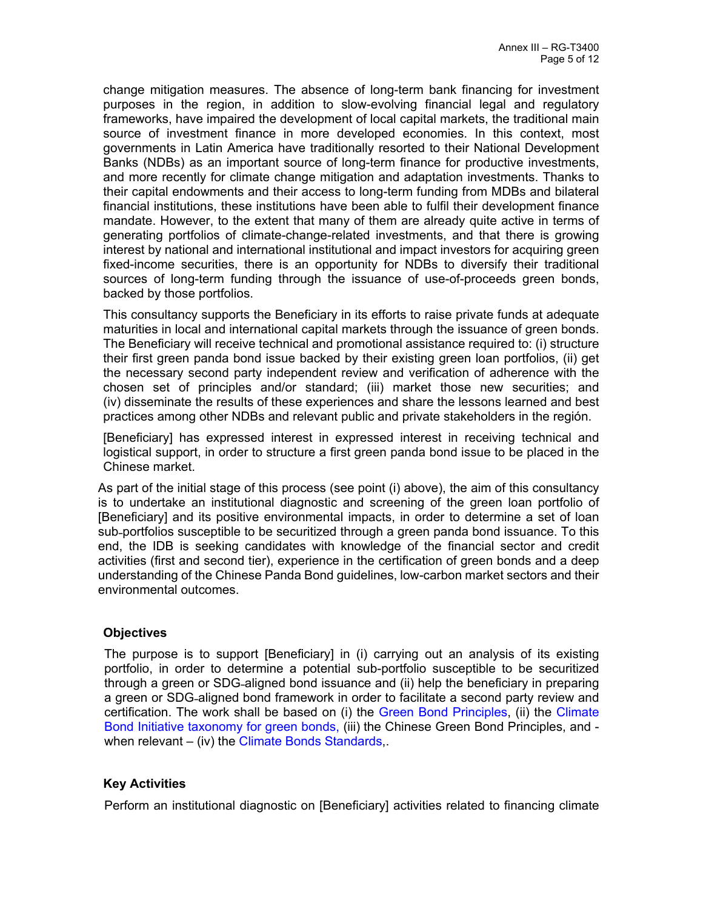change mitigation measures. The absence of long-term bank financing for investment purposes in the region, in addition to slow-evolving financial legal and regulatory frameworks, have impaired the development of local capital markets, the traditional main source of investment finance in more developed economies. In this context, most governments in Latin America have traditionally resorted to their National Development Banks (NDBs) as an important source of long-term finance for productive investments, and more recently for climate change mitigation and adaptation investments. Thanks to their capital endowments and their access to long-term funding from MDBs and bilateral financial institutions, these institutions have been able to fulfil their development finance mandate. However, to the extent that many of them are already quite active in terms of generating portfolios of climate-change-related investments, and that there is growing interest by national and international institutional and impact investors for acquiring green fixed-income securities, there is an opportunity for NDBs to diversify their traditional sources of long-term funding through the issuance of use-of-proceeds green bonds, backed by those portfolios.

This consultancy supports the Beneficiary in its efforts to raise private funds at adequate maturities in local and international capital markets through the issuance of green bonds. The Beneficiary will receive technical and promotional assistance required to: (i) structure their first green panda bond issue backed by their existing green loan portfolios, (ii) get the necessary second party independent review and verification of adherence with the chosen set of principles and/or standard; (iii) market those new securities; and (iv) disseminate the results of these experiences and share the lessons learned and best practices among other NDBs and relevant public and private stakeholders in the región.

[Beneficiary] has expressed interest in expressed interest in receiving technical and logistical support, in order to structure a first green panda bond issue to be placed in the Chinese market.

As part of the initial stage of this process (see point (i) above), the aim of this consultancy is to undertake an institutional diagnostic and screening of the green loan portfolio of [Beneficiary] and its positive environmental impacts, in order to determine a set of loan sub-portfolios susceptible to be securitized through a green panda bond issuance. To this end, the IDB is seeking candidates with knowledge of the financial sector and credit activities (first and second tier), experience in the certification of green bonds and a deep understanding of the Chinese Panda Bond guidelines, low-carbon market sectors and their environmental outcomes.

**Objectives**

The purpose is to support [Beneficiary] in (i) carrying out an analysis of its existing portfolio, in order to determine a potential sub-portfolio susceptible to be securitized through a green or SDG-aligned bond issuance and (ii) help the beneficiary in preparing a green or SDG-aligned bond framework in order to facilitate a second party review and certification. The work shall be based on (i) the Green Bond Principles, (ii) the Climate Bond Initiative taxonomy for green bonds, (iii) the Chinese Green Bond Principles, and - when relevant – (iv) the Climate Bonds Standards,.

**Key Activities**

Perform an institutional diagnostic on [Beneficiary] activities related to financing climate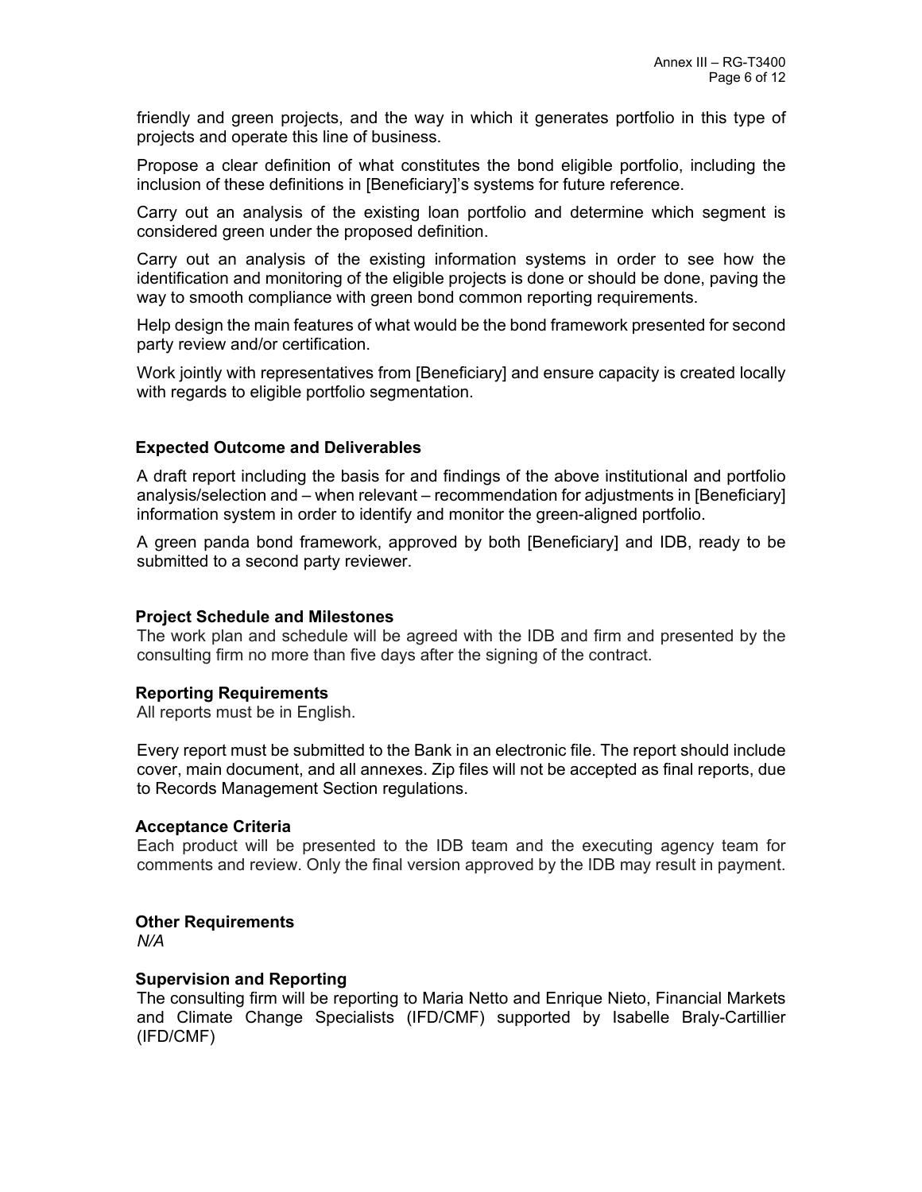friendly and green projects, and the way in which it generates portfolio in this type of projects and operate this line of business.

Propose a clear definition of what constitutes the bond eligible portfolio, including the inclusion of these definitions in [Beneficiary]'s systems for future reference.

Carry out an analysis of the existing loan portfolio and determine which segment is considered green under the proposed definition.

Carry out an analysis of the existing information systems in order to see how the identification and monitoring of the eligible projects is done or should be done, paving the way to smooth compliance with green bond common reporting requirements.

Help design the main features of what would be the bond framework presented for second party review and/or certification.

Work jointly with representatives from [Beneficiary] and ensure capacity is created locally with regards to eligible portfolio segmentation.

## Expected Outcome and Deliverables

A draft report including the basis for and findings of the above institutional and portfolio analysis/selection and – when relevant – recommendation for adjustments in [Beneficiary] information system in order to identify and monitor the green-aligned portfolio.

A green panda bond framework, approved by both [Beneficiary] and IDB, ready to be submitted to a second party reviewer.

## Project Schedule and Milestones

The work plan and schedule will be agreed with the IDB and firm and presented by the consulting firm no more than five days after the signing of the contract.

## Reporting Requirements

All reports must be in English.

Every report must be submitted to the Bank in an electronic file. The report should include cover, main document, and all annexes. Zip files will not be accepted as final reports, due to Records Management Section regulations.

## Acceptance Criteria

Each product will be presented to the IDB team and the executing agency team for comments and review. Only the final version approved by the IDB may result in payment.

## Other Requirements

*N/A*

## Supervision and Reporting

The consulting firm will be reporting to Maria Netto and Enrique Nieto, Financial Markets and Climate Change Specialists (IFD/CMF) supported by Isabelle Braly-Cartillier (IFD/CMF)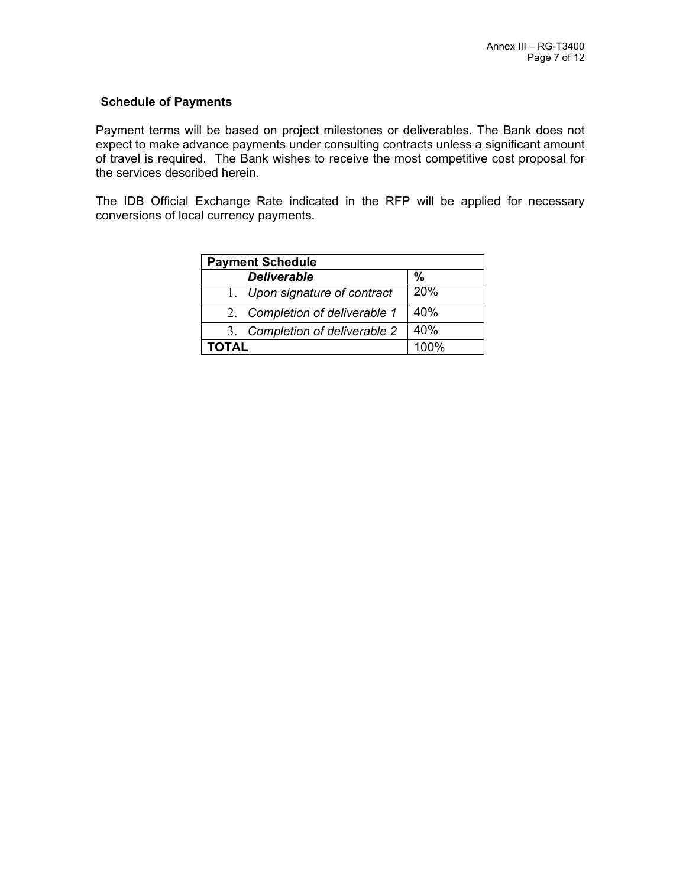## Schedule of Payments

Payment terms will be based on project milestones or deliverables. The Bank does not expect to make advance payments under consulting contracts unless a significant amount of travel is required. The Bank wishes to receive the most competitive cost proposal for the services described herein.

The IDB Official Exchange Rate indicated in the RFP will be applied for necessary conversions of local currency payments.

| **Payment Schedule** | |
|---|---|
| ***Deliverable*** | **%** |
| 1. *Upon signature of contract* | 20% |
| 2. *Completion of deliverable 1* | 40% |
| 3. *Completion of deliverable 2* | 40% |
| **TOTAL** | 100% |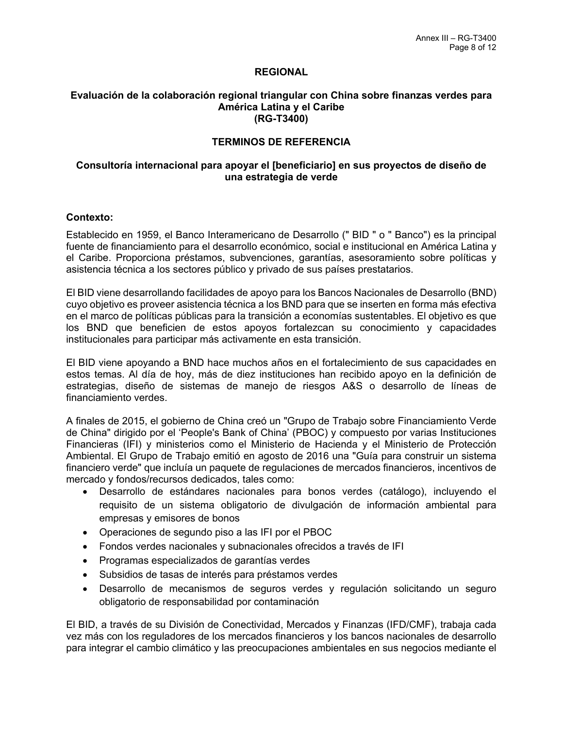**REGIONAL**

**Evaluación de la colaboración regional triangular con China sobre finanzas verdes para América Latina y el Caribe (RG-T3400)**

**TERMINOS DE REFERENCIA**

**Consultoría internacional para apoyar el [beneficiario] en sus proyectos de diseño de una estrategia de verde**

**Contexto:**

Establecido en 1959, el Banco Interamericano de Desarrollo (" BID " o " Banco") es la principal fuente de financiamiento para el desarrollo económico, social e institucional en América Latina y el Caribe. Proporciona préstamos, subvenciones, garantías, asesoramiento sobre políticas y asistencia técnica a los sectores público y privado de sus países prestatarios.

El BID viene desarrollando facilidades de apoyo para los Bancos Nacionales de Desarrollo (BND) cuyo objetivo es proveer asistencia técnica a los BND para que se inserten en forma más efectiva en el marco de políticas públicas para la transición a economías sustentables. El objetivo es que los BND que beneficien de estos apoyos fortalezcan su conocimiento y capacidades institucionales para participar más activamente en esta transición.

El BID viene apoyando a BND hace muchos años en el fortalecimiento de sus capacidades en estos temas. Al día de hoy, más de diez instituciones han recibido apoyo en la definición de estrategias, diseño de sistemas de manejo de riesgos A&S o desarrollo de líneas de financiamiento verdes.

A finales de 2015, el gobierno de China creó un "Grupo de Trabajo sobre Financiamiento Verde de China" dirigido por el 'People's Bank of China' (PBOC) y compuesto por varias Instituciones Financieras (IFI) y ministerios como el Ministerio de Hacienda y el Ministerio de Protección Ambiental. El Grupo de Trabajo emitió en agosto de 2016 una "Guía para construir un sistema financiero verde" que incluía un paquete de regulaciones de mercados financieros, incentivos de mercado y fondos/recursos dedicados, tales como:

- Desarrollo de estándares nacionales para bonos verdes (catálogo), incluyendo el requisito de un sistema obligatorio de divulgación de información ambiental para empresas y emisores de bonos
- Operaciones de segundo piso a las IFI por el PBOC
- Fondos verdes nacionales y subnacionales ofrecidos a través de IFI
- Programas especializados de garantías verdes
- Subsidios de tasas de interés para préstamos verdes
- Desarrollo de mecanismos de seguros verdes y regulación solicitando un seguro obligatorio de responsabilidad por contaminación

El BID, a través de su División de Conectividad, Mercados y Finanzas (IFD/CMF), trabaja cada vez más con los reguladores de los mercados financieros y los bancos nacionales de desarrollo para integrar el cambio climático y las preocupaciones ambientales en sus negocios mediante el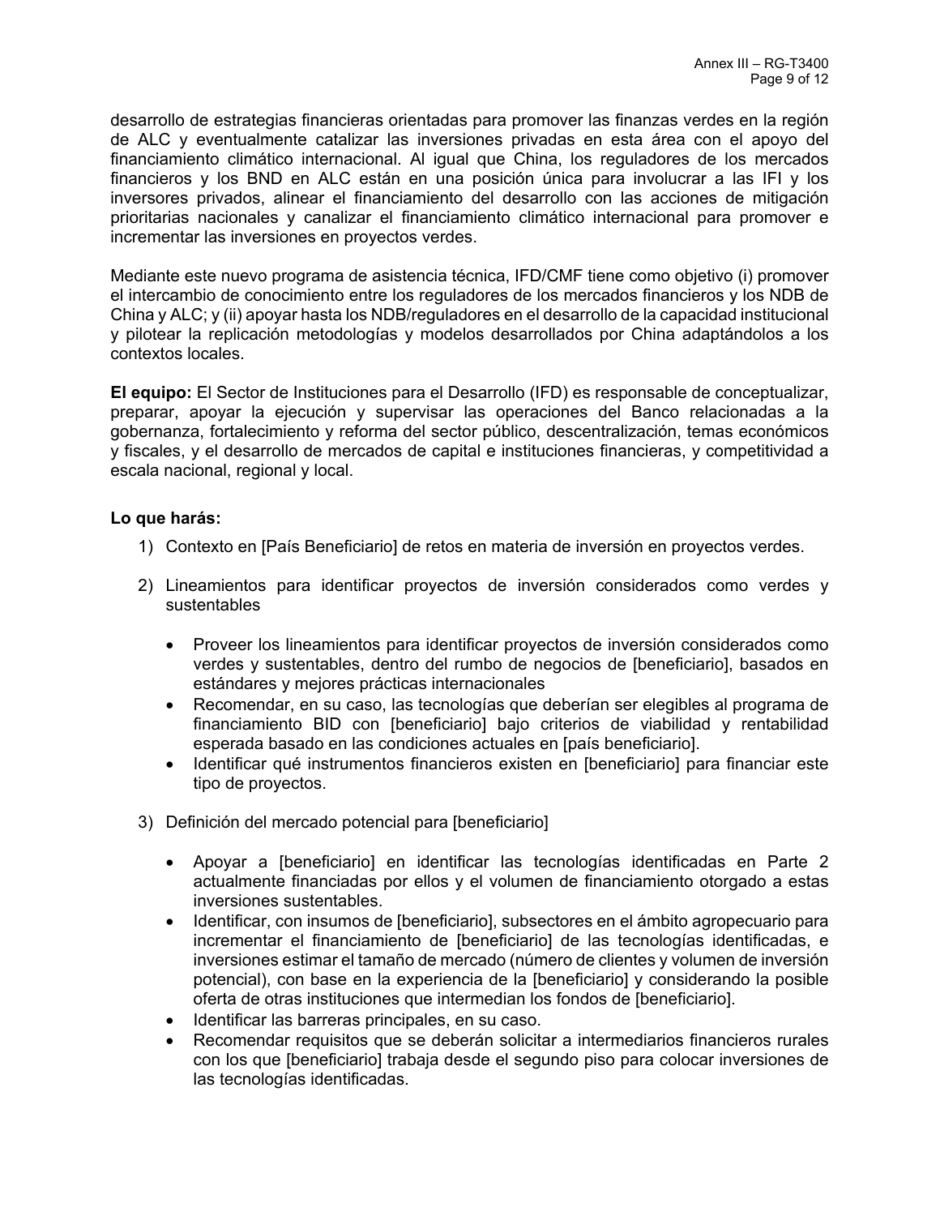desarrollo de estrategias financieras orientadas para promover las finanzas verdes en la región de ALC y eventualmente catalizar las inversiones privadas en esta área con el apoyo del financiamiento climático internacional. Al igual que China, los reguladores de los mercados financieros y los BND en ALC están en una posición única para involucrar a las IFI y los inversores privados, alinear el financiamiento del desarrollo con las acciones de mitigación prioritarias nacionales y canalizar el financiamiento climático internacional para promover e incrementar las inversiones en proyectos verdes.

Mediante este nuevo programa de asistencia técnica, IFD/CMF tiene como objetivo (i) promover el intercambio de conocimiento entre los reguladores de los mercados financieros y los NDB de China y ALC; y (ii) apoyar hasta los NDB/reguladores en el desarrollo de la capacidad institucional y pilotear la replicación metodologías y modelos desarrollados por China adaptándolos a los contextos locales.

**El equipo:** El Sector de Instituciones para el Desarrollo (IFD) es responsable de conceptualizar, preparar, apoyar la ejecución y supervisar las operaciones del Banco relacionadas a la gobernanza, fortalecimiento y reforma del sector público, descentralización, temas económicos y fiscales, y el desarrollo de mercados de capital e instituciones financieras, y competitividad a escala nacional, regional y local.

**Lo que harás:**

1) Contexto en [País Beneficiario] de retos en materia de inversión en proyectos verdes.

2) Lineamientos para identificar proyectos de inversión considerados como verdes y sustentables

   - Proveer los lineamientos para identificar proyectos de inversión considerados como verdes y sustentables, dentro del rumbo de negocios de [beneficiario], basados en estándares y mejores prácticas internacionales
   - Recomendar, en su caso, las tecnologías que deberían ser elegibles al programa de financiamiento BID con [beneficiario] bajo criterios de viabilidad y rentabilidad esperada basado en las condiciones actuales en [país beneficiario].
   - Identificar qué instrumentos financieros existen en [beneficiario] para financiar este tipo de proyectos.

3) Definición del mercado potencial para [beneficiario]

   - Apoyar a [beneficiario] en identificar las tecnologías identificadas en Parte 2 actualmente financiadas por ellos y el volumen de financiamiento otorgado a estas inversiones sustentables.
   - Identificar, con insumos de [beneficiario], subsectores en el ámbito agropecuario para incrementar el financiamiento de [beneficiario] de las tecnologías identificadas, e inversiones estimar el tamaño de mercado (número de clientes y volumen de inversión potencial), con base en la experiencia de la [beneficiario] y considerando la posible oferta de otras instituciones que intermedian los fondos de [beneficiario].
   - Identificar las barreras principales, en su caso.
   - Recomendar requisitos que se deberán solicitar a intermediarios financieros rurales con los que [beneficiario] trabaja desde el segundo piso para colocar inversiones de las tecnologías identificadas.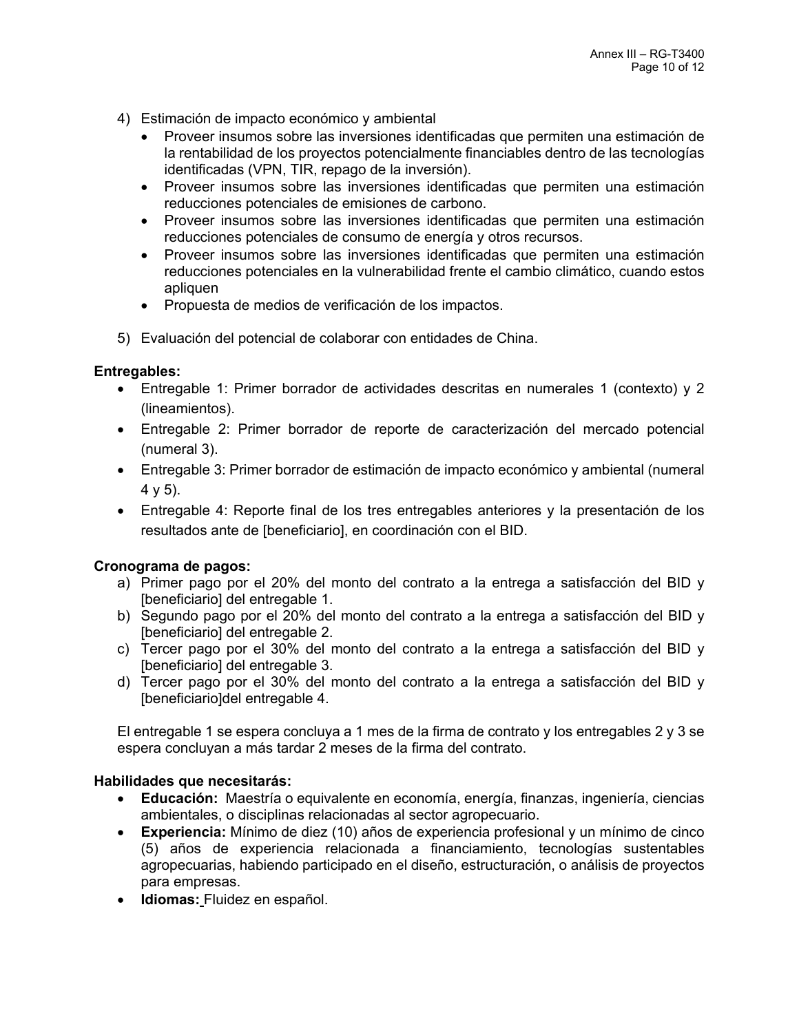4) Estimación de impacto económico y ambiental
   - Proveer insumos sobre las inversiones identificadas que permiten una estimación de la rentabilidad de los proyectos potencialmente financiables dentro de las tecnologías identificadas (VPN, TIR, repago de la inversión).
   - Proveer insumos sobre las inversiones identificadas que permiten una estimación reducciones potenciales de emisiones de carbono.
   - Proveer insumos sobre las inversiones identificadas que permiten una estimación reducciones potenciales de consumo de energía y otros recursos.
   - Proveer insumos sobre las inversiones identificadas que permiten una estimación reducciones potenciales en la vulnerabilidad frente el cambio climático, cuando estos apliquen
   - Propuesta de medios de verificación de los impactos.

5) Evaluación del potencial de colaborar con entidades de China.

**Entregables:**

- Entregable 1: Primer borrador de actividades descritas en numerales 1 (contexto) y 2 (lineamientos).
- Entregable 2: Primer borrador de reporte de caracterización del mercado potencial (numeral 3).
- Entregable 3: Primer borrador de estimación de impacto económico y ambiental (numeral 4 y 5).
- Entregable 4: Reporte final de los tres entregables anteriores y la presentación de los resultados ante de [beneficiario], en coordinación con el BID.

**Cronograma de pagos:**

a) Primer pago por el 20% del monto del contrato a la entrega a satisfacción del BID y [beneficiario] del entregable 1.
b) Segundo pago por el 20% del monto del contrato a la entrega a satisfacción del BID y [beneficiario] del entregable 2.
c) Tercer pago por el 30% del monto del contrato a la entrega a satisfacción del BID y [beneficiario] del entregable 3.
d) Tercer pago por el 30% del monto del contrato a la entrega a satisfacción del BID y [beneficiario]del entregable 4.

El entregable 1 se espera concluya a 1 mes de la firma de contrato y los entregables 2 y 3 se espera concluyan a más tardar 2 meses de la firma del contrato.

**Habilidades que necesitarás:**

- **Educación:** Maestría o equivalente en economía, energía, finanzas, ingeniería, ciencias ambientales, o disciplinas relacionadas al sector agropecuario.
- **Experiencia:** Mínimo de diez (10) años de experiencia profesional y un mínimo de cinco (5) años de experiencia relacionada a financiamiento, tecnologías sustentables agropecuarias, habiendo participado en el diseño, estructuración, o análisis de proyectos para empresas.
- **Idiomas:** Fluidez en español.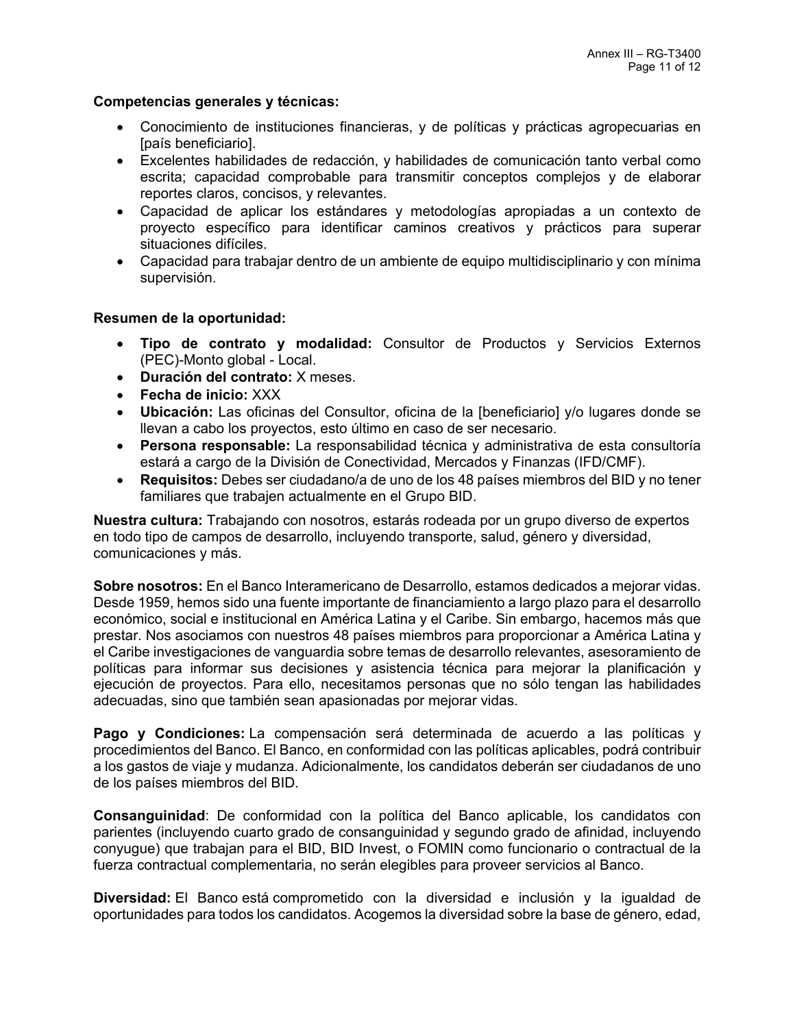**Competencias generales y técnicas:**

- Conocimiento de instituciones financieras, y de políticas y prácticas agropecuarias en [país beneficiario].
- Excelentes habilidades de redacción, y habilidades de comunicación tanto verbal como escrita; capacidad comprobable para transmitir conceptos complejos y de elaborar reportes claros, concisos, y relevantes.
- Capacidad de aplicar los estándares y metodologías apropiadas a un contexto de proyecto específico para identificar caminos creativos y prácticos para superar situaciones difíciles.
- Capacidad para trabajar dentro de un ambiente de equipo multidisciplinario y con mínima supervisión.

**Resumen de la oportunidad:**

- **Tipo de contrato y modalidad:** Consultor de Productos y Servicios Externos (PEC)-Monto global - Local.
- **Duración del contrato:** X meses.
- **Fecha de inicio:** XXX
- **Ubicación:** Las oficinas del Consultor, oficina de la [beneficiario] y/o lugares donde se llevan a cabo los proyectos, esto último en caso de ser necesario.
- **Persona responsable:** La responsabilidad técnica y administrativa de esta consultoría estará a cargo de la División de Conectividad, Mercados y Finanzas (IFD/CMF).
- **Requisitos:** Debes ser ciudadano/a de uno de los 48 países miembros del BID y no tener familiares que trabajen actualmente en el Grupo BID.

**Nuestra cultura:** Trabajando con nosotros, estarás rodeada por un grupo diverso de expertos en todo tipo de campos de desarrollo, incluyendo transporte, salud, género y diversidad, comunicaciones y más.

**Sobre nosotros:** En el Banco Interamericano de Desarrollo, estamos dedicados a mejorar vidas. Desde 1959, hemos sido una fuente importante de financiamiento a largo plazo para el desarrollo económico, social e institucional en América Latina y el Caribe. Sin embargo, hacemos más que prestar. Nos asociamos con nuestros 48 países miembros para proporcionar a América Latina y el Caribe investigaciones de vanguardia sobre temas de desarrollo relevantes, asesoramiento de políticas para informar sus decisiones y asistencia técnica para mejorar la planificación y ejecución de proyectos. Para ello, necesitamos personas que no sólo tengan las habilidades adecuadas, sino que también sean apasionadas por mejorar vidas.

**Pago y Condiciones:** La compensación será determinada de acuerdo a las políticas y procedimientos del Banco. El Banco, en conformidad con las políticas aplicables, podrá contribuir a los gastos de viaje y mudanza. Adicionalmente, los candidatos deberán ser ciudadanos de uno de los países miembros del BID.

**Consanguinidad**: De conformidad con la política del Banco aplicable, los candidatos con parientes (incluyendo cuarto grado de consanguinidad y segundo grado de afinidad, incluyendo conyugue) que trabajan para el BID, BID Invest, o FOMIN como funcionario o contractual de la fuerza contractual complementaria, no serán elegibles para proveer servicios al Banco.

**Diversidad:** El Banco está comprometido con la diversidad e inclusión y la igualdad de oportunidades para todos los candidatos. Acogemos la diversidad sobre la base de género, edad,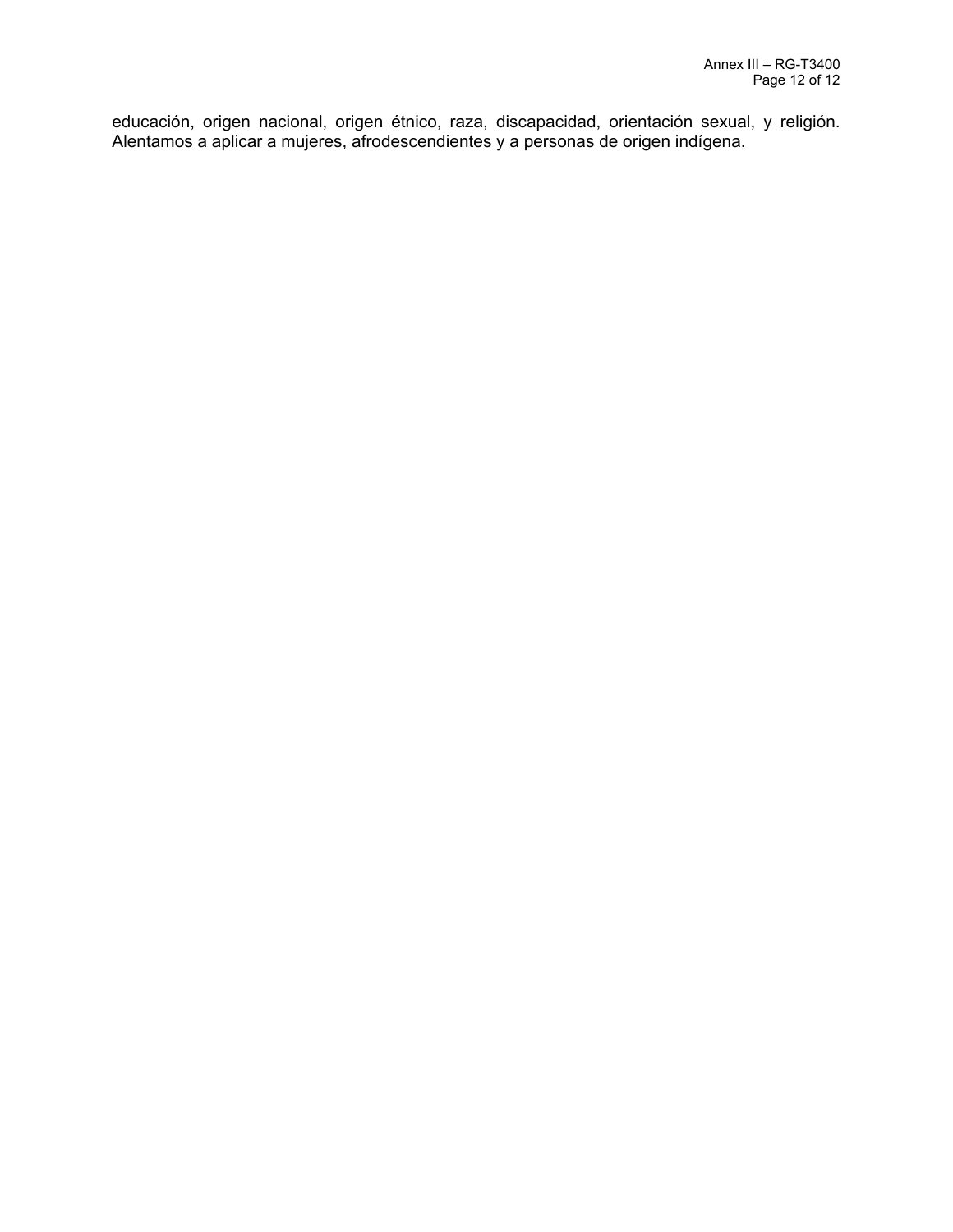educación, origen nacional, origen étnico, raza, discapacidad, orientación sexual, y religión. Alentamos a aplicar a mujeres, afrodescendientes y a personas de origen indígena.